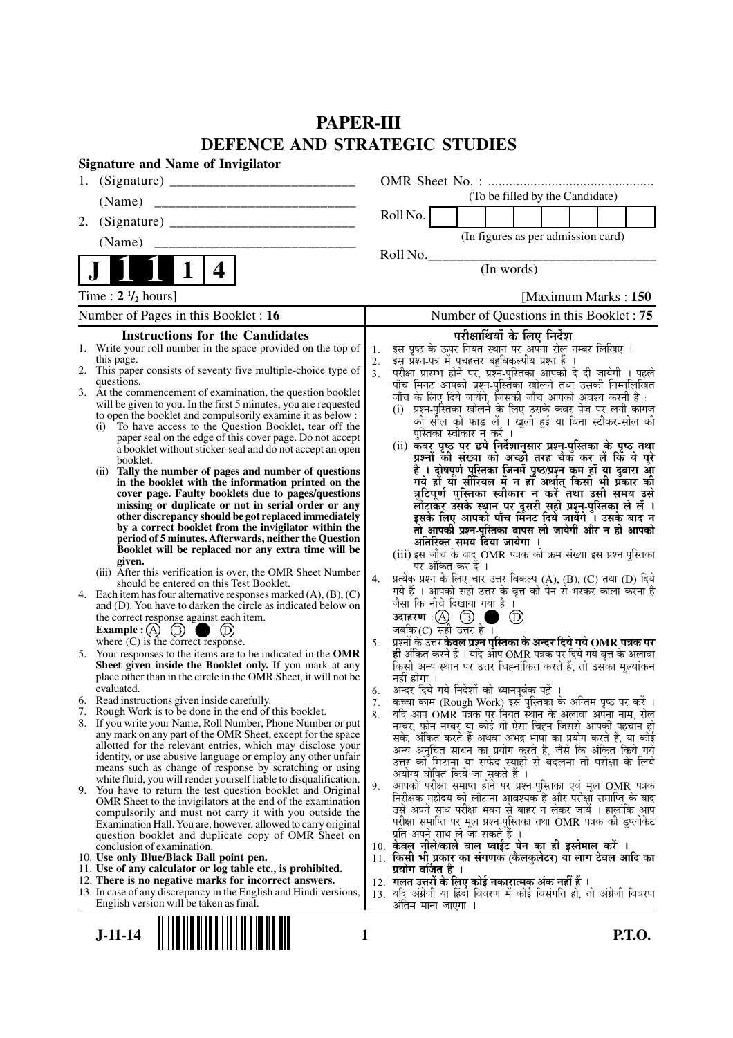# PAPER-III
## DEFENCE AND STRATEGIC STUDIES

**Signature and Name of Invigilator**

1. (Signature) ___________________________

   (Name) ___________________________

2. (Signature) ___________________________

   (Name) ___________________________

OMR Sheet No. : ...............................................

(To be filled by the Candidate)

Roll No. | | | | | | | | |

(In figures as per admission card)

Roll No.________________________________

(In words)

**J 1 1 1 4**

Time : **2 ½ hours**] [Maximum Marks : **150**

Number of Pages in this Booklet : **16** | Number of Questions in this Booklet : **75**

### Instructions for the Candidates

1. Write your roll number in the space provided on the top of this page.
2. This paper consists of seventy five multiple-choice type of questions.
3. At the commencement of examination, the question booklet will be given to you. In the first 5 minutes, you are requested to open the booklet and compulsorily examine it as below :
   (i) To have access to the Question Booklet, tear off the paper seal on the edge of this cover page. Do not accept a booklet without sticker-seal and do not accept an open booklet.
   (ii) **Tally the number of pages and number of questions in the booklet with the information printed on the cover page. Faulty booklets due to pages/questions missing or duplicate or not in serial order or any other discrepancy should be got replaced immediately by a correct booklet from the invigilator within the period of 5 minutes. Afterwards, neither the Question Booklet will be replaced nor any extra time will be given.**
   (iii) After this verification is over, the OMR Sheet Number should be entered on this Test Booklet.
4. Each item has four alternative responses marked (A), (B), (C) and (D). You have to darken the circle as indicated below on the correct response against each item.
   **Example :** (A) (B) ● (D)
   where (C) is the correct response.
5. Your responses to the items are to be indicated in the **OMR Sheet given inside the Booklet only.** If you mark at any place other than in the circle in the OMR Sheet, it will not be evaluated.
6. Read instructions given inside carefully.
7. Rough Work is to be done in the end of this booklet.
8. If you write your Name, Roll Number, Phone Number or put any mark on any part of the OMR Sheet, except for the space allotted for the relevant entries, which may disclose your identity, or use abusive language or employ any other unfair means such as change of response by scratching or using white fluid, you will render yourself liable to disqualification.
9. You have to return the test question booklet and Original OMR Sheet to the invigilators at the end of the examination compulsorily and must not carry it with you outside the Examination Hall. You are, however, allowed to carry original question booklet and duplicate copy of OMR Sheet on conclusion of examination.
10. **Use only Blue/Black Ball point pen.**
11. **Use of any calculator or log table etc., is prohibited.**
12. **There is no negative marks for incorrect answers.**
13. In case of any discrepancy in the English and Hindi versions, English version will be taken as final.

### परीक्षार्थियों के लिए निर्देश

1. इस पृष्ठ के ऊपर नियत स्थान पर अपना रोल नम्बर लिखिए ।
2. इस प्रश्न-पत्र में पचहत्तर बहुविकल्पीय प्रश्न हैं ।
3. परीक्षा प्रारम्भ होने पर, प्रश्न-पुस्तिका आपको दे दी जायेगी । पहले पाँच मिनट आपको प्रश्न-पुस्तिका खोलने तथा उसकी निम्नलिखित जाँच के लिए दिये जायेंगे, जिसकी जाँच आपको अवश्य करनी है :
   (i) प्रश्न-पुस्तिका खोलने के लिए उसके कवर पेज पर लगी कागज की सील को फाड़ लें । खुली हुई या बिना स्टीकर-सील की पुस्तिका स्वीकार न करें ।
   (ii) **कवर पृष्ठ पर छपे निर्देशानुसार प्रश्न-पुस्तिका के पृष्ठ तथा प्रश्नों की संख्या को अच्छी तरह चैक कर लें कि ये पूरे हैं । दोषपूर्ण पुस्तिका जिनमें पृष्ठ/प्रश्न कम हों या दुबारा आ गये हों या सीरियल में न हों अर्थात् किसी भी प्रकार की त्रुटिपूर्ण पुस्तिका स्वीकार न करें तथा उसी समय उसे लौटाकर उसके स्थान पर दूसरी सही प्रश्न-पुस्तिका ले लें । इसके लिए आपको पाँच मिनट दिये जायेंगे । उसके बाद न तो आपकी प्रश्न-पुस्तिका वापस ली जायेगी और न ही आपको अतिरिक्त समय दिया जायेगा ।**
   (iii) इस जाँच के बाद OMR पत्रक की क्रम संख्या इस प्रश्न-पुस्तिका पर अंकित कर दें ।
4. प्रत्येक प्रश्न के लिए चार उत्तर विकल्प (A), (B), (C) तथा (D) दिये गये हैं । आपको सही उत्तर के वृत्त को पेन से भरकर काला करना है जैसा कि नीचे दिखाया गया है ।
   **उदाहरण :** (A) (B) ● (D)
   जबकि (C) सही उत्तर है ।
5. प्रश्नों के उत्तर **केवल प्रश्न पुस्तिका के अन्दर दिये गये OMR पत्रक पर ही** अंकित करने हैं । यदि आप OMR पत्रक पर दिये गये वृत्त के अलावा किसी अन्य स्थान पर उत्तर चिह्नांकित करते हैं, तो उसका मूल्यांकन नहीं होगा ।
6. अन्दर दिये गये निर्देशों को ध्यानपूर्वक पढ़ें ।
7. कच्चा काम (Rough Work) इस पुस्तिका के अन्तिम पृष्ठ पर करें ।
8. यदि आप OMR पत्रक पर नियत स्थान के अलावा अपना नाम, रोल नम्बर, फोन नम्बर या कोई भी ऐसा चिह्न जिससे आपकी पहचान हो सके, अंकित करते हैं अथवा अभद्र भाषा का प्रयोग करते हैं, या कोई अन्य अनुचित साधन का प्रयोग करते हैं, जैसे कि अंकित किये गये उत्तर को मिटाना या सफेद स्याही से बदलना तो परीक्षा के लिये अयोग्य घोषित किये जा सकते हैं ।
9. आपको परीक्षा समाप्त होने पर प्रश्न-पुस्तिका एवं मूल OMR पत्रक निरीक्षक महोदय को लौटाना आवश्यक है और परीक्षा समाप्ति के बाद उसे अपने साथ परीक्षा भवन से बाहर न लेकर जायें । हालांकि आप परीक्षा समाप्ति पर मूल प्रश्न-पुस्तिका तथा OMR पत्रक की डुप्लीकेट प्रति अपने साथ ले जा सकते हैं ।
10. **केवल नीले/काले बाल प्वाईंट पेन का ही इस्तेमाल करें ।**
11. **किसी भी प्रकार का संगणक (कैलकुलेटर) या लाग टेबल आदि का प्रयोग वर्जित है ।**
12. **गलत उत्तरों के लिए कोई नकारात्मक अंक नहीं हैं ।**
13. यदि अंग्रेजी या हिंदी विवरण में कोई विसंगति हो, तो अंग्रेजी विवरण अंतिम माना जाएगा ।

**J-11-14** **P.T.O.**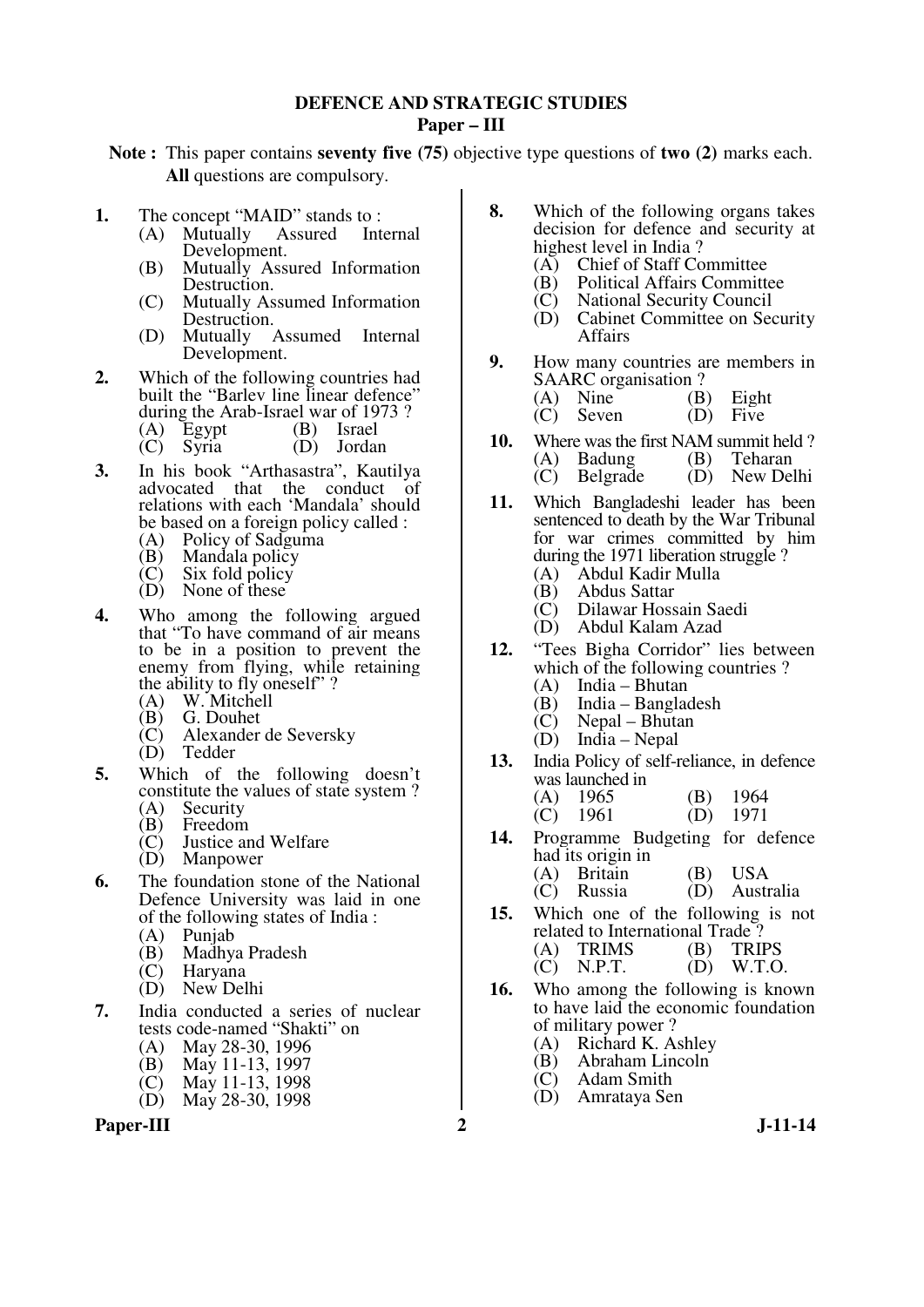# DEFENCE AND STRATEGIC STUDIES

## Paper – III

**Note :** This paper contains **seventy five (75)** objective type questions of **two (2)** marks each. **All** questions are compulsory.

**1.** The concept "MAID" stands to :
   (A) Mutually Assured Internal Development.
   (B) Mutually Assured Information Destruction.
   (C) Mutually Assumed Information Destruction.
   (D) Mutually Assumed Internal Development.

**2.** Which of the following countries had built the "Barlev line linear defence" during the Arab-Israel war of 1973 ?
   (A) Egypt (B) Israel
   (C) Syria (D) Jordan

**3.** In his book "Arthasastra", Kautilya advocated that the conduct of relations with each 'Mandala' should be based on a foreign policy called :
   (A) Policy of Sadguma
   (B) Mandala policy
   (C) Six fold policy
   (D) None of these

**4.** Who among the following argued that "To have command of air means to be in a position to prevent the enemy from flying, while retaining the ability to fly oneself" ?
   (A) W. Mitchell
   (B) G. Douhet
   (C) Alexander de Seversky
   (D) Tedder

**5.** Which of the following doesn't constitute the values of state system ?
   (A) Security
   (B) Freedom
   (C) Justice and Welfare
   (D) Manpower

**6.** The foundation stone of the National Defence University was laid in one of the following states of India :
   (A) Punjab
   (B) Madhya Pradesh
   (C) Haryana
   (D) New Delhi

**7.** India conducted a series of nuclear tests code-named "Shakti" on
   (A) May 28-30, 1996
   (B) May 11-13, 1997
   (C) May 11-13, 1998
   (D) May 28-30, 1998

**8.** Which of the following organs takes decision for defence and security at highest level in India ?
   (A) Chief of Staff Committee
   (B) Political Affairs Committee
   (C) National Security Council
   (D) Cabinet Committee on Security Affairs

**9.** How many countries are members in SAARC organisation ?
   (A) Nine (B) Eight
   (C) Seven (D) Five

**10.** Where was the first NAM summit held ?
   (A) Badung (B) Teharan
   (C) Belgrade (D) New Delhi

**11.** Which Bangladeshi leader has been sentenced to death by the War Tribunal for war crimes committed by him during the 1971 liberation struggle ?
   (A) Abdul Kadir Mulla
   (B) Abdus Sattar
   (C) Dilawar Hossain Saedi
   (D) Abdul Kalam Azad

**12.** "Tees Bigha Corridor" lies between which of the following countries ?
   (A) India – Bhutan
   (B) India – Bangladesh
   (C) Nepal – Bhutan
   (D) India – Nepal

**13.** India Policy of self-reliance, in defence was launched in
   (A) 1965 (B) 1964
   (C) 1961 (D) 1971

**14.** Programme Budgeting for defence had its origin in
   (A) Britain (B) USA
   (C) Russia (D) Australia

**15.** Which one of the following is not related to International Trade ?
   (A) TRIMS (B) TRIPS
   (C) N.P.T. (D) W.T.O.

**16.** Who among the following is known to have laid the economic foundation of military power ?
   (A) Richard K. Ashley
   (B) Abraham Lincoln
   (C) Adam Smith
   (D) Amrataya Sen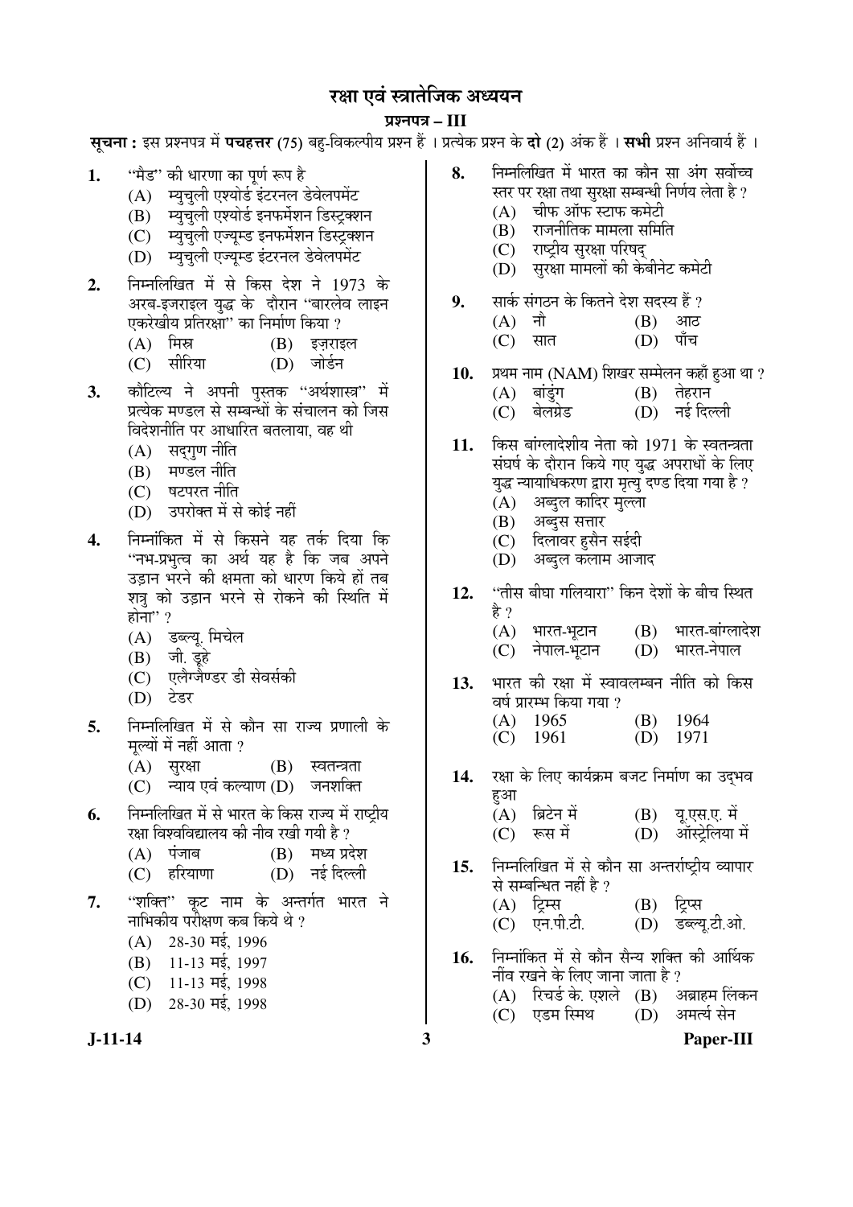# रक्षा एवं स्त्रातेजिक अध्ययन

## प्रश्नपत्र – III

**सूचना :** इस प्रश्नपत्र में **पचहत्तर** (75) बहु-विकल्पीय प्रश्न हैं । प्रत्येक प्रश्न के **दो** (2) अंक हैं । **सभी** प्रश्न अनिवार्य हैं ।

**1.** ''मैड'' की धारणा का पूर्ण रूप है
- (A) म्युचुली एश्योर्ड इंटरनल डेवेलपमेंट
- (B) म्युचुली एश्योर्ड इनफर्मेशन डिस्ट्रक्शन
- (C) म्युचुली एज्यूम्ड इनफर्मेशन डिस्ट्रक्शन
- (D) म्युचुली एज्यूम्ड इंटरनल डेवेलपमेंट

**2.** निम्नलिखित में से किस देश ने 1973 के अरब-इजराइल युद्ध के दौरान ''बारलेव लाइन एकरेखीय प्रतिरक्षा'' का निर्माण किया ?
- (A) मिस्र
- (B) इज़राइल
- (C) सीरिया
- (D) जोर्डन

**3.** कौटिल्य ने अपनी पुस्तक ''अर्थशास्त्र'' में प्रत्येक मण्डल से सम्बन्धों के संचालन को जिस विदेशनीति पर आधारित बतलाया, वह थी
- (A) सद्‌गुण नीति
- (B) मण्डल नीति
- (C) षटपरत नीति
- (D) उपरोक्त में से कोई नहीं

**4.** निम्नांकित में से किसने यह तर्क दिया कि ''नभ-प्रभुत्व का अर्थ यह है कि जब अपने उड़ान भरने की क्षमता को धारण किये हों तब शत्रु को उड़ान भरने से रोकने की स्थिति में होना'' ?
- (A) डब्ल्यू. मिचेल
- (B) जी. डूहे
- (C) एलैग्जैण्डर डी सेवर्सकी
- (D) टेडर

**5.** निम्नलिखित में से कौन सा राज्य प्रणाली के मूल्यों में नहीं आता ?
- (A) सुरक्षा
- (B) स्वतन्त्रता
- (C) न्याय एवं कल्याण
- (D) जनशक्ति

**6.** निम्नलिखित में से भारत के किस राज्य में राष्ट्रीय रक्षा विश्वविद्यालय की नीव रखी गयी है ?
- (A) पंजाब
- (B) मध्य प्रदेश
- (C) हरियाणा
- (D) नई दिल्ली

**7.** ''शक्ति'' कूट नाम के अन्तर्गत भारत ने नाभिकीय परीक्षण कब किये थे ?
- (A) 28-30 मई, 1996
- (B) 11-13 मई, 1997
- (C) 11-13 मई, 1998
- (D) 28-30 मई, 1998

**8.** निम्नलिखित में भारत का कौन सा अंग सर्वोच्च स्तर पर रक्षा तथा सुरक्षा सम्बन्धी निर्णय लेता है ?
- (A) चीफ ऑफ स्टाफ कमेटी
- (B) राजनीतिक मामला समिति
- (C) राष्ट्रीय सुरक्षा परिषद्
- (D) सुरक्षा मामलों की केबीनेट कमेटी

**9.** सार्क संगठन के कितने देश सदस्य हैं ?
- (A) नौ
- (B) आठ
- (C) सात
- (D) पाँच

**10.** प्रथम नाम (NAM) शिखर सम्मेलन कहाँ हुआ था ?
- (A) बांडुंग
- (B) तेहरान
- (C) बेलग्रेड
- (D) नई दिल्ली

**11.** किस बांग्लादेशीय नेता को 1971 के स्वतन्त्रता संघर्ष के दौरान किये गए युद्ध अपराधों के लिए युद्ध न्यायाधिकरण द्वारा मृत्यु दण्ड दिया गया है ?
- (A) अब्दुल कादिर मुल्ला
- (B) अब्दुस सत्तार
- (C) दिलावर हुसैन सईदी
- (D) अब्दुल कलाम आजाद

**12.** ''तीस बीघा गलियारा'' किन देशों के बीच स्थित है ?
- (A) भारत-भूटान
- (B) भारत-बांग्लादेश
- (C) नेपाल-भूटान
- (D) भारत-नेपाल

**13.** भारत की रक्षा में स्वावलम्बन नीति को किस वर्ष प्रारम्भ किया गया ?
- (A) 1965
- (B) 1964
- (C) 1961
- (D) 1971

**14.** रक्षा के लिए कार्यक्रम बजट निर्माण का उद्भव हुआ
- (A) ब्रिटेन में
- (B) यू.एस.ए. में
- (C) रूस में
- (D) ऑस्ट्रेलिया में

**15.** निम्नलिखित में से कौन सा अन्तर्राष्ट्रीय व्यापार से सम्बन्धित नहीं है ?
- (A) ट्रिम्स
- (B) ट्रिप्स
- (C) एन.पी.टी.
- (D) डब्ल्यू.टी.ओ.

**16.** निम्नांकित में से कौन सैन्य शक्ति की आर्थिक नींव रखने के लिए जाना जाता है ?
- (A) रिचर्ड के. एशले
- (B) अब्राहम लिंकन
- (C) एडम स्मिथ
- (D) अमर्त्य सेन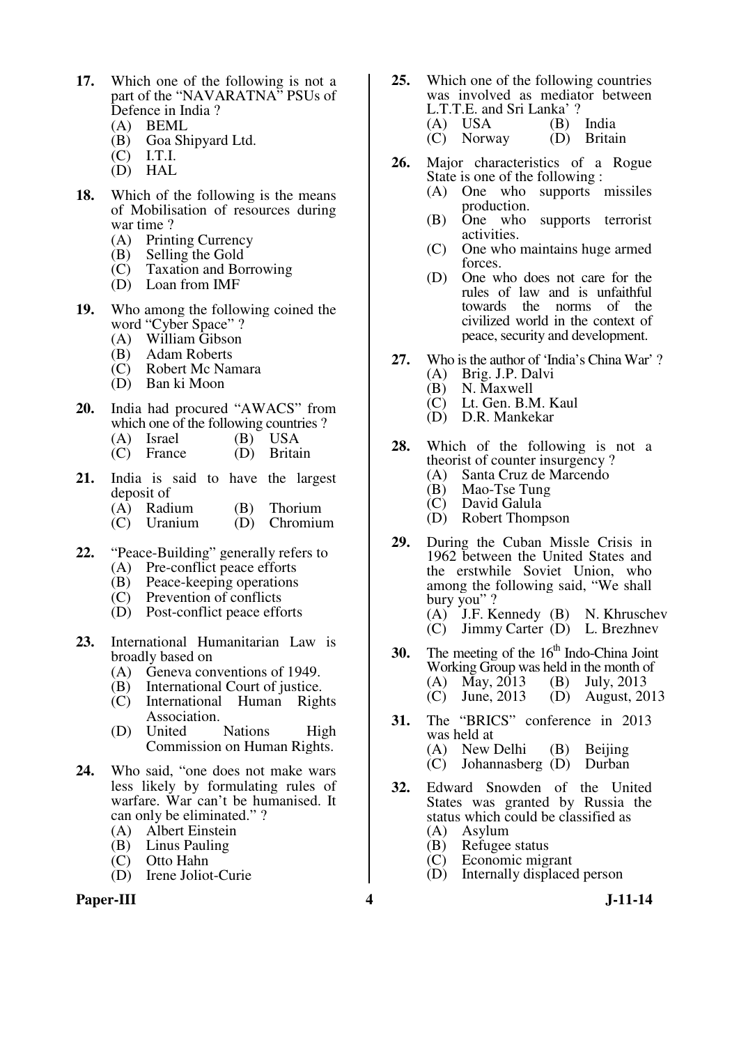17. Which one of the following is not a part of the "NAVARATNA" PSUs of Defence in India ?
   (A) BEML
   (B) Goa Shipyard Ltd.
   (C) I.T.I.
   (D) HAL

18. Which of the following is the means of Mobilisation of resources during war time ?
   (A) Printing Currency
   (B) Selling the Gold
   (C) Taxation and Borrowing
   (D) Loan from IMF

19. Who among the following coined the word "Cyber Space" ?
   (A) William Gibson
   (B) Adam Roberts
   (C) Robert Mc Namara
   (D) Ban ki Moon

20. India had procured "AWACS" from which one of the following countries ?
   (A) Israel (B) USA
   (C) France (D) Britain

21. India is said to have the largest deposit of
   (A) Radium (B) Thorium
   (C) Uranium (D) Chromium

22. "Peace-Building" generally refers to
   (A) Pre-conflict peace efforts
   (B) Peace-keeping operations
   (C) Prevention of conflicts
   (D) Post-conflict peace efforts

23. International Humanitarian Law is broadly based on
   (A) Geneva conventions of 1949.
   (B) International Court of justice.
   (C) International Human Rights Association.
   (D) United Nations High Commission on Human Rights.

24. Who said, "one does not make wars less likely by formulating rules of warfare. War can't be humanised. It can only be eliminated." ?
   (A) Albert Einstein
   (B) Linus Pauling
   (C) Otto Hahn
   (D) Irene Joliot-Curie

25. Which one of the following countries was involved as mediator between L.T.T.E. and Sri Lanka' ?
   (A) USA (B) India
   (C) Norway (D) Britain

26. Major characteristics of a Rogue State is one of the following :
   (A) One who supports missiles production.
   (B) One who supports terrorist activities.
   (C) One who maintains huge armed forces.
   (D) One who does not care for the rules of law and is unfaithful towards the norms of the civilized world in the context of peace, security and development.

27. Who is the author of 'India's China War' ?
   (A) Brig. J.P. Dalvi
   (B) N. Maxwell
   (C) Lt. Gen. B.M. Kaul
   (D) D.R. Mankekar

28. Which of the following is not a theorist of counter insurgency ?
   (A) Santa Cruz de Marcendo
   (B) Mao-Tse Tung
   (C) David Galula
   (D) Robert Thompson

29. During the Cuban Missle Crisis in 1962 between the United States and the erstwhile Soviet Union, who among the following said, "We shall bury you" ?
   (A) J.F. Kennedy (B) N. Khruschev
   (C) Jimmy Carter (D) L. Brezhnev

30. The meeting of the 16th Indo-China Joint Working Group was held in the month of
   (A) May, 2013 (B) July, 2013
   (C) June, 2013 (D) August, 2013

31. The "BRICS" conference in 2013 was held at
   (A) New Delhi (B) Beijing
   (C) Johannasberg (D) Durban

32. Edward Snowden of the United States was granted by Russia the status which could be classified as
   (A) Asylum
   (B) Refugee status
   (C) Economic migrant
   (D) Internally displaced person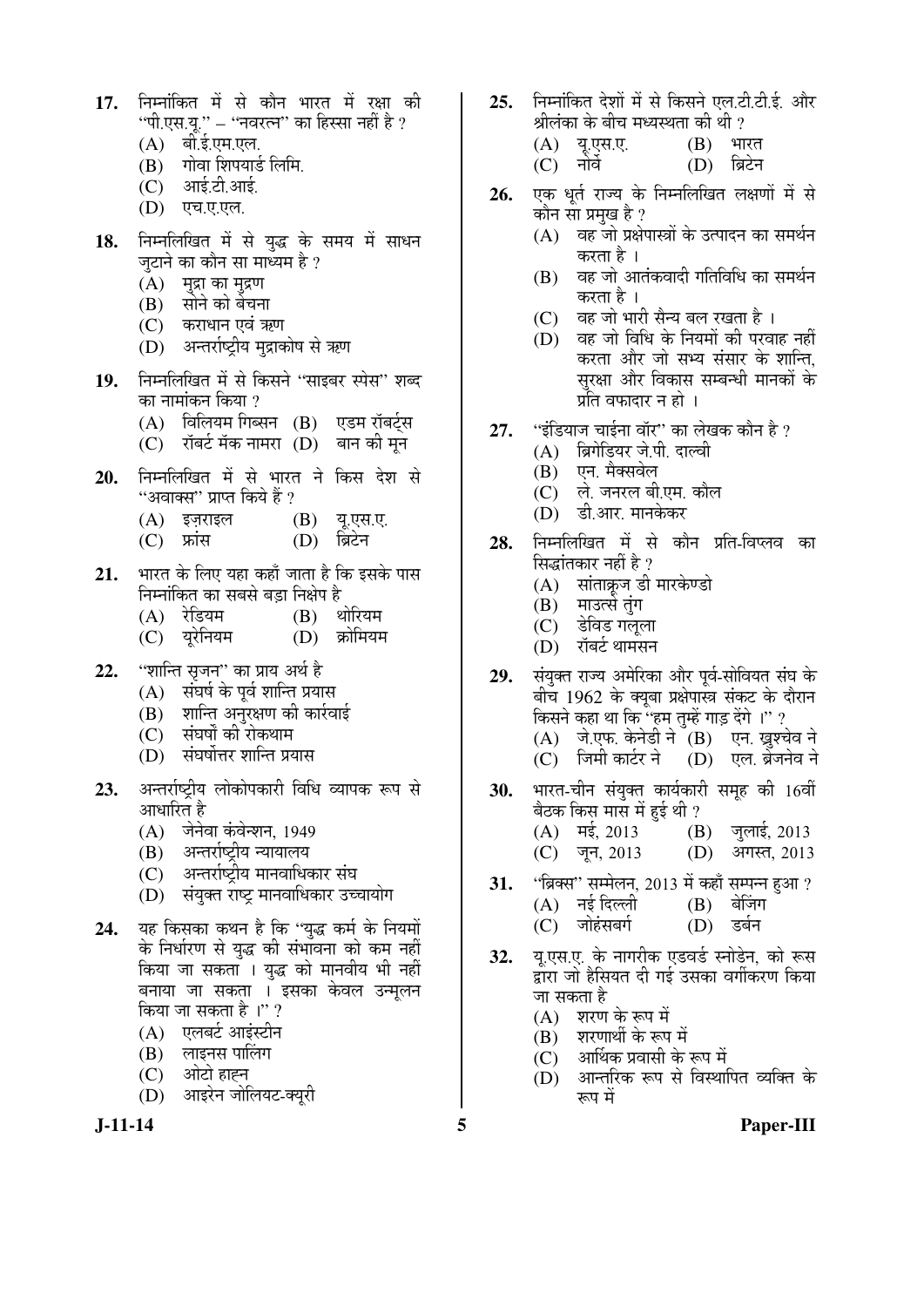17. निम्नांकित में से कौन भारत में रक्षा की "पी.एस.यू." – "नवरत्न" का हिस्सा नहीं है ?
   (A) बी.ई.एम.एल.
   (B) गोवा शिपयार्ड लिमि.
   (C) आई.टी.आई.
   (D) एच.ए.एल.

18. निम्नलिखित में से युद्ध के समय में साधन जुटाने का कौन सा माध्यम है ?
   (A) मुद्रा का मुद्रण
   (B) सोने को बेचना
   (C) कराधान एवं ऋण
   (D) अन्तर्राष्ट्रीय मुद्राकोष से ऋण

19. निम्नलिखित में से किसने "साइबर स्पेस" शब्द का नामांकन किया ?
   (A) विलियम गिब्सन
   (B) एडम रॉबर्ट्स
   (C) रॉबर्ट मॅक नामरा
   (D) बान की मून

20. निम्नलिखित में से भारत ने किस देश से "अवाक्स" प्राप्त किये हैं ?
   (A) इज़राइल
   (B) यू.एस.ए.
   (C) फ्रांस
   (D) ब्रिटेन

21. भारत के लिए यहा कहाँ जाता है कि इसके पास निम्नांकित का सबसे बड़ा निक्षेप है
   (A) रेडियम
   (B) थोरियम
   (C) यूरेनियम
   (D) क्रोमियम

22. "शान्ति सृजन" का प्राय अर्थ है
   (A) संघर्ष के पूर्व शान्ति प्रयास
   (B) शान्ति अनुरक्षण की कार्रवाई
   (C) संघर्षों की रोकथाम
   (D) संघर्षोत्तर शान्ति प्रयास

23. अन्तर्राष्ट्रीय लोकोपकारी विधि व्यापक रूप से आधारित है
   (A) जेनेवा कंवेन्शन, 1949
   (B) अन्तर्राष्ट्रीय न्यायालय
   (C) अन्तर्राष्ट्रीय मानवाधिकार संघ
   (D) संयुक्त राष्ट्र मानवाधिकार उच्चायोग

24. यह किसका कथन है कि "युद्ध कर्म के नियमों के निर्धारण से युद्ध की संभावना को कम नहीं किया जा सकता । युद्ध को मानवीय भी नहीं बनाया जा सकता । इसका केवल उन्मूलन किया जा सकता है ।" ?
   (A) एलबर्ट आइंस्टीन
   (B) लाइनस पालिंग
   (C) ओटो हाह्न
   (D) आइरेन जोलियट-क्यूरी

25. निम्नांकित देशों में से किसने एल.टी.टी.ई. और श्रीलंका के बीच मध्यस्थता की थी ?
   (A) यू.एस.ए.
   (B) भारत
   (C) नॉर्वे
   (D) ब्रिटेन

26. एक धूर्त राज्य के निम्नलिखित लक्षणों में से कौन सा प्रमुख है ?
   (A) वह जो प्रक्षेपास्त्रों के उत्पादन का समर्थन करता है ।
   (B) वह जो आतंकवादी गतिविधि का समर्थन करता है ।
   (C) वह जो भारी सैन्य बल रखता है ।
   (D) वह जो विधि के नियमों की परवाह नहीं करता और जो सभ्य संसार के शान्ति, सुरक्षा और विकास सम्बन्धी मानकों के प्रति वफादार न हो ।

27. "इंडियाज चाईना वॉर" का लेखक कौन है ?
   (A) ब्रिगेडियर जे.पी. दाल्वी
   (B) एन. मैक्सवेल
   (C) ले. जनरल बी.एम. कौल
   (D) डी.आर. मानकेकर

28. निम्नलिखित में से कौन प्रति-विप्लव का सिद्धांतकार नहीं है ?
   (A) सांताक्रूज डी मारकेण्डो
   (B) माउत्से तुंग
   (C) डेविड गलूला
   (D) रॉबर्ट थामसन

29. संयुक्त राज्य अमेरिका और पूर्व-सोवियत संघ के बीच 1962 के क्यूबा प्रक्षेपास्त्र संकट के दौरान किसने कहा था कि "हम तुम्हें गाड़ देंगे ।" ?
   (A) जे.एफ. केनेडी ने
   (B) एन. ख्रुश्चेव ने
   (C) जिमी कार्टर ने
   (D) एल. ब्रेजनेव ने

30. भारत-चीन संयुक्त कार्यकारी समूह की 16वीं बैठक किस मास में हुई थी ?
   (A) मई, 2013
   (B) जुलाई, 2013
   (C) जून, 2013
   (D) अगस्त, 2013

31. "ब्रिक्स" सम्मेलन, 2013 में कहाँ सम्पन्न हुआ ?
   (A) नई दिल्ली
   (B) बेजिंग
   (C) जोहंसबर्ग
   (D) डर्बन

32. यू.एस.ए. के नागरीक एडवर्ड स्नोडेन, को रूस द्वारा जो हैसियत दी गई उसका वर्गीकरण किया जा सकता है
   (A) शरण के रूप में
   (B) शरणार्थी के रूप में
   (C) आर्थिक प्रवासी के रूप में
   (D) आन्तरिक रूप से विस्थापित व्यक्ति के रूप में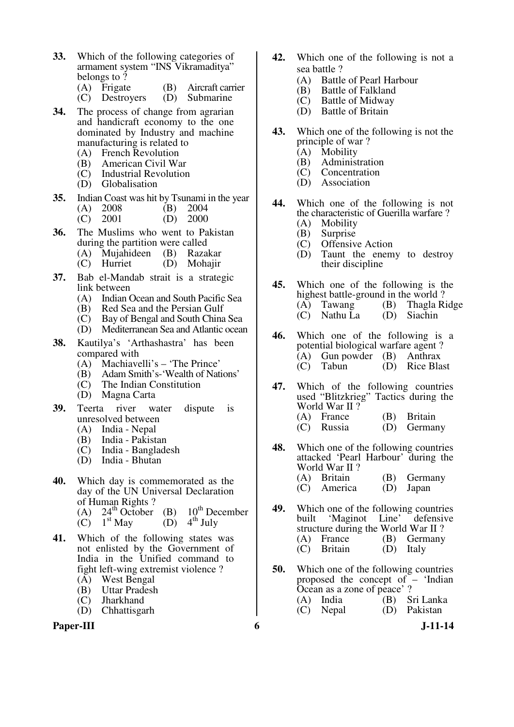**33.** Which of the following categories of armament system "INS Vikramaditya" belongs to ?

(A) Frigate (B) Aircraft carrier
(C) Destroyers (D) Submarine

**34.** The process of change from agrarian and handicraft economy to the one dominated by Industry and machine manufacturing is related to

(A) French Revolution
(B) American Civil War
(C) Industrial Revolution
(D) Globalisation

**35.** Indian Coast was hit by Tsunami in the year

(A) 2008 (B) 2004
(C) 2001 (D) 2000

**36.** The Muslims who went to Pakistan during the partition were called

(A) Mujahideen (B) Razakar
(C) Hurriet (D) Mohajir

**37.** Bab el-Mandab strait is a strategic link between

(A) Indian Ocean and South Pacific Sea
(B) Red Sea and the Persian Gulf
(C) Bay of Bengal and South China Sea
(D) Mediterranean Sea and Atlantic ocean

**38.** Kautilya's 'Arthashastra' has been compared with

(A) Machiavelli's – 'The Prince'
(B) Adam Smith's-'Wealth of Nations'
(C) The Indian Constitution
(D) Magna Carta

**39.** Teerta river water dispute is unresolved between

(A) India - Nepal
(B) India - Pakistan
(C) India - Bangladesh
(D) India - Bhutan

**40.** Which day is commemorated as the day of the UN Universal Declaration of Human Rights ?

(A) 24th October (B) 10th December
(C) 1st May (D) 4th July

**41.** Which of the following states was not enlisted by the Government of India in the Unified command to fight left-wing extremist violence ?

(A) West Bengal
(B) Uttar Pradesh
(C) Jharkhand
(D) Chhattisgarh

**42.** Which one of the following is not a sea battle ?

(A) Battle of Pearl Harbour
(B) Battle of Falkland
(C) Battle of Midway
(D) Battle of Britain

**43.** Which one of the following is not the principle of war ?

(A) Mobility
(B) Administration
(C) Concentration
(D) Association

**44.** Which one of the following is not the characteristic of Guerilla warfare ?

(A) Mobility
(B) Surprise
(C) Offensive Action
(D) Taunt the enemy to destroy their discipline

**45.** Which one of the following is the highest battle-ground in the world ?

(A) Tawang (B) Thagla Ridge
(C) Nathu La (D) Siachin

**46.** Which one of the following is a potential biological warfare agent ?

(A) Gun powder (B) Anthrax
(C) Tabun (D) Rice Blast

**47.** Which of the following countries used "Blitzkrieg" Tactics during the World War II ?

(A) France (B) Britain
(C) Russia (D) Germany

**48.** Which one of the following countries attacked 'Pearl Harbour' during the World War II ?

(A) Britain (B) Germany
(C) America (D) Japan

**49.** Which one of the following countries built 'Maginot Line' defensive structure during the World War II ?

(A) France (B) Germany
(C) Britain (D) Italy

**50.** Which one of the following countries proposed the concept of – 'Indian Ocean as a zone of peace' ?

(A) India (B) Sri Lanka
(C) Nepal (D) Pakistan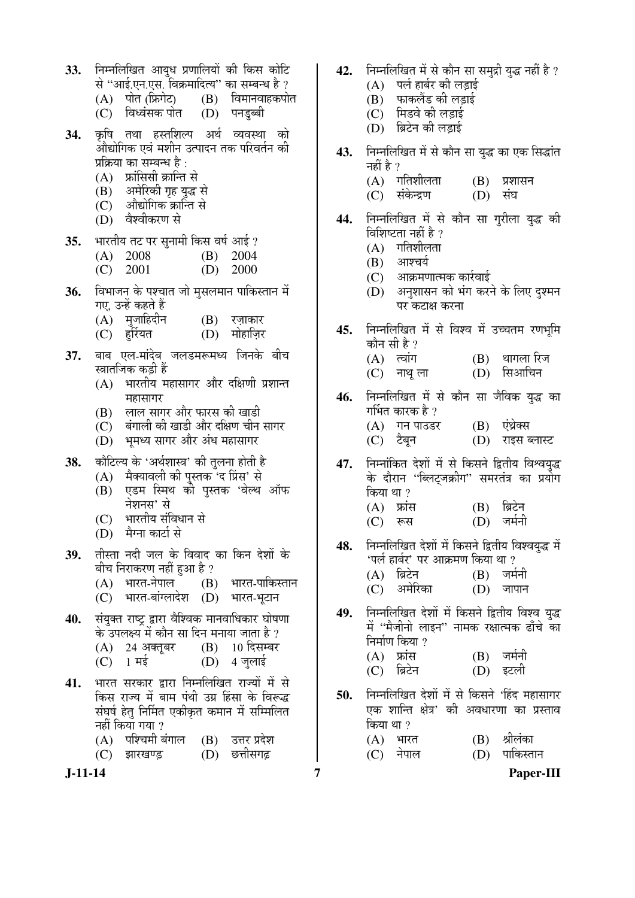33. निम्नलिखित आयुध प्रणालियों की किस कोटि से "आई.एन.एस. विक्रमादित्य" का सम्बन्ध है ?
    (A) पोत (फ्रिगेट)
    (B) विमानवाहकपोत
    (C) विध्वंसक पोत
    (D) पनडुब्बी

34. कृषि तथा हस्तशिल्प अर्थ व्यवस्था को औद्योगिक एवं मशीन उत्पादन तक परिवर्तन की प्रक्रिया का सम्बन्ध है :
    (A) फ्रांसिसी क्रान्ति से
    (B) अमेरिकी गृह युद्ध से
    (C) औद्योगिक क्रान्ति से
    (D) वैश्वीकरण से

35. भारतीय तट पर सुनामी किस वर्ष आई ?
    (A) 2008
    (B) 2004
    (C) 2001
    (D) 2000

36. विभाजन के पश्चात जो मुसलमान पाकिस्तान में गए, उन्हें कहते हैं
    (A) मुज़ाहिदीन
    (B) रज़ाकार
    (C) हुर्रियत
    (D) मोहाज़िर

37. बाब एल-मांदेब जलडमरूमध्य जिनके बीच स्त्रातजिक कड़ी हैं
    (A) भारतीय महासागर और दक्षिणी प्रशान्त महासागर
    (B) लाल सागर और फारस की खाडी
    (C) बंगाली की खाडी और दक्षिण चीन सागर
    (D) भूमध्य सागर और अंध महासागर

38. कौटिल्य के 'अर्थशास्त्र' की तुलना होती है
    (A) मैक्यावली की पुस्तक 'द प्रिंस' से
    (B) एडम स्मिथ की पुस्तक 'वेल्थ ऑफ नेशनस' से
    (C) भारतीय संविधान से
    (D) मैग्ना कार्टा से

39. तीस्ता नदी जल के विवाद का किन देशों के बीच निराकरण नहीं हुआ है ?
    (A) भारत-नेपाल
    (B) भारत-पाकिस्तान
    (C) भारत-बांग्लादेश
    (D) भारत-भूटान

40. संयुक्त राष्ट्र द्वारा वैश्विक मानवाधिकार घोषणा के उपलक्ष्य में कौन सा दिन मनाया जाता है ?
    (A) 24 अक्तूबर
    (B) 10 दिसम्बर
    (C) 1 मई
    (D) 4 जुलाई

41. भारत सरकार द्वारा निम्नलिखित राज्यों में से किस राज्य में बाम पंथी उग्र हिंसा के विरूद्ध संघर्ष हेतु निर्मित एकीकृत कमान में सम्मिलित नहीं किया गया ?
    (A) पश्चिमी बंगाल
    (B) उत्तर प्रदेश
    (C) झारखण्ड
    (D) छत्तीसगढ़

42. निम्नलिखित में से कौन सा समुद्री युद्ध नहीं है ?
    (A) पर्ल हार्बर की लड़ाई
    (B) फाकलैंड की लड़ाई
    (C) मिडवे की लड़ाई
    (D) ब्रिटेन की लड़ाई

43. निम्नलिखित में से कौन सा युद्ध का एक सिद्धांत नहीं है ?
    (A) गतिशीलता
    (B) प्रशासन
    (C) संकेन्द्रण
    (D) संघ

44. निम्नलिखित में से कौन सा गुरीला युद्ध की विशिष्टता नहीं है ?
    (A) गतिशीलता
    (B) आश्चर्य
    (C) आक्रमणात्मक कार्रवाई
    (D) अनुशासन को भंग करने के लिए दुश्मन पर कटाक्ष करना

45. निम्नलिखित में से विश्व में उच्चतम रणभूमि कौन सी है ?
    (A) त्वांग
    (B) थागला रिज
    (C) नाथू ला
    (D) सिआचिन

46. निम्नलिखित में से कौन सा जैविक युद्ध का गर्भित कारक है ?
    (A) गन पाउडर
    (B) एंथ्रेक्स
    (C) टैबून
    (D) राइस ब्लास्ट

47. निम्नांकित देशों में से किसने द्वितीय विश्वयुद्ध के दौरान "ब्लिट्जक्रीग" समरतंत्र का प्रयोग किया था ?
    (A) फ्रांस
    (B) ब्रिटेन
    (C) रूस
    (D) जर्मनी

48. निम्नलिखित देशों में किसने द्वितीय विश्वयुद्ध में 'पर्ल हार्बर' पर आक्रमण किया था ?
    (A) ब्रिटेन
    (B) जर्मनी
    (C) अमेरिका
    (D) जापान

49. निम्नलिखित देशों में किसने द्वितीय विश्व युद्ध में "मैजीनो लाइन" नामक रक्षात्मक ढाँचे का निर्माण किया ?
    (A) फ्रांस
    (B) जर्मनी
    (C) ब्रिटेन
    (D) इटली

50. निम्नलिखित देशों में से किसने 'हिंद महासागर एक शान्ति क्षेत्र' की अवधारणा का प्रस्ताव किया था ?
    (A) भारत
    (B) श्रीलंका
    (C) नेपाल
    (D) पाकिस्तान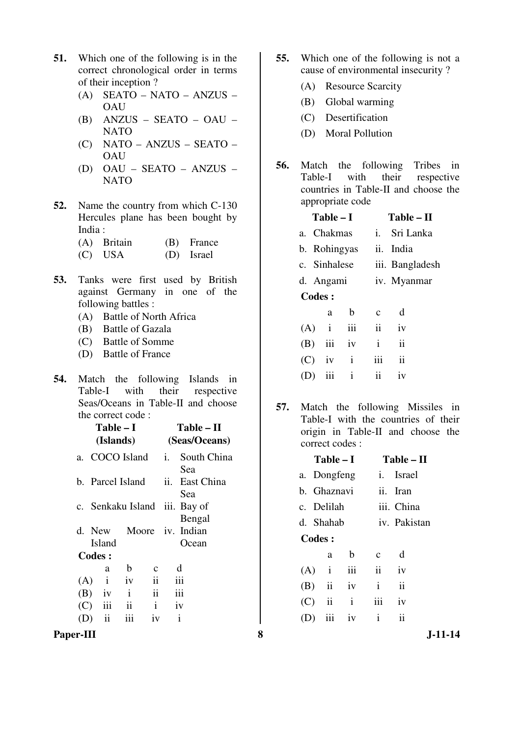51. Which one of the following is in the correct chronological order in terms of their inception ?

    (A) SEATO – NATO – ANZUS – OAU
    (B) ANZUS – SEATO – OAU – NATO
    (C) NATO – ANZUS – SEATO – OAU
    (D) OAU – SEATO – ANZUS – NATO

52. Name the country from which C-130 Hercules plane has been bought by India :

    (A) Britain
    (B) France
    (C) USA
    (D) Israel

53. Tanks were first used by British against Germany in one of the following battles :

    (A) Battle of North Africa
    (B) Battle of Gazala
    (C) Battle of Somme
    (D) Battle of France

54. Match the following Islands in Table-I with their respective Seas/Oceans in Table-II and choose the correct code :

| Table – I (Islands) | Table – II (Seas/Oceans) |
|---|---|
| a. COCO Island | i. South China Sea |
| b. Parcel Island | ii. East China Sea |
| c. Senkaku Island | iii. Bay of Bengal |
| d. New Moore Island | iv. Indian Ocean |

**Codes :**

| | a | b | c | d |
|---|---|---|---|---|
| (A) | i | iv | ii | iii |
| (B) | iv | i | ii | iii |
| (C) | iii | ii | i | iv |
| (D) | ii | iii | iv | i |

55. Which one of the following is not a cause of environmental insecurity ?

    (A) Resource Scarcity
    (B) Global warming
    (C) Desertification
    (D) Moral Pollution

56. Match the following Tribes in Table-I with their respective countries in Table-II and choose the appropriate code

| Table – I | Table – II |
|---|---|
| a. Chakmas | i. Sri Lanka |
| b. Rohingyas | ii. India |
| c. Sinhalese | iii. Bangladesh |
| d. Angami | iv. Myanmar |

**Codes :**

| | a | b | c | d |
|---|---|---|---|---|
| (A) | i | iii | ii | iv |
| (B) | iii | iv | i | ii |
| (C) | iv | i | iii | ii |
| (D) | iii | i | ii | iv |

57. Match the following Missiles in Table-I with the countries of their origin in Table-II and choose the correct codes :

| Table – I | Table – II |
|---|---|
| a. Dongfeng | i. Israel |
| b. Ghaznavi | ii. Iran |
| c. Delilah | iii. China |
| d. Shahab | iv. Pakistan |

**Codes :**

| | a | b | c | d |
|---|---|---|---|---|
| (A) | i | iii | ii | iv |
| (B) | ii | iv | i | ii |
| (C) | ii | i | iii | iv |
| (D) | iii | iv | i | ii |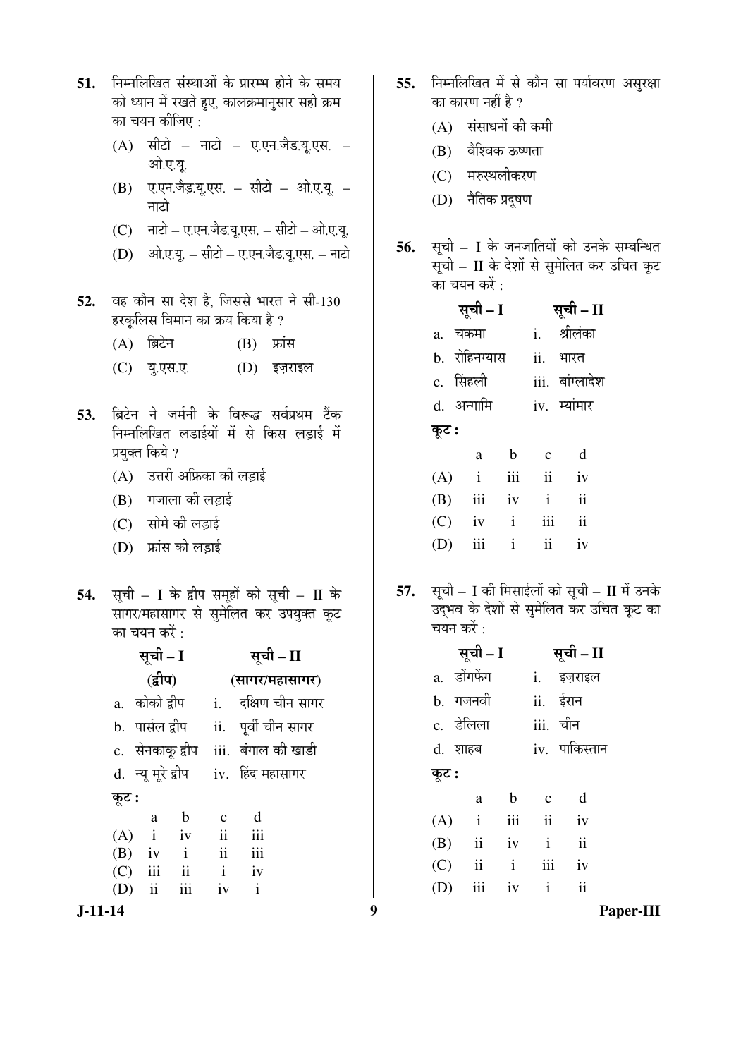51. निम्नलिखित संस्थाओं के प्रारम्भ होने के समय को ध्यान में रखते हुए, कालक्रमानुसार सही क्रम का चयन कीजिए :

(A) सीटो – नाटो – ए.एन.जैड.यू.एस. – ओ.ए.यू.

(B) ए.एन.जैड़.यू.एस. – सीटो – ओ.ए.यू. – नाटो

(C) नाटो – ए.एन.जैड.यू.एस. – सीटो – ओ.ए.यू.

(D) ओ.ए.यू. – सीटो – ए.एन.जैड.यू.एस. – नाटो

52. वह कौन सा देश है, जिससे भारत ने सी-130 हरकूलिस विमान का क्रय किया है ?

(A) ब्रिटेन
(B) फ्रांस
(C) यु.एस.ए.
(D) इज़राइल

53. ब्रिटेन ने जर्मनी के विरूद्ध सर्वप्रथम टैंक निम्नलिखित लडाईयों में से किस लड़ाई में प्रयुक्त किये ?

(A) उत्तरी अफ्रिका की लड़ाई

(B) गजाला की लड़ाई

(C) सोमे की लड़ाई

(D) फ्रांस की लड़ाई

54. सूची – I के द्वीप समूहों को सूची – II के सागर/महासागर से सुमेलित कर उपयुक्त कूट का चयन करें :

| सूची – I (द्वीप) | सूची – II (सागर/महासागर) |
|---|---|
| a. कोको द्वीप | i. दक्षिण चीन सागर |
| b. पार्सल द्वीप | ii. पूर्वी चीन सागर |
| c. सेनकाकू द्वीप | iii. बंगाल की खाडी |
| d. न्यू मूरे द्वीप | iv. हिंद महासागर |

**कूट :**

| | a | b | c | d |
|---|---|---|---|---|
| (A) | i | iv | ii | iii |
| (B) | iv | i | ii | iii |
| (C) | iii | ii | i | iv |
| (D) | ii | iii | iv | i |

55. निम्नलिखित में से कौन सा पर्यावरण असुरक्षा का कारण नहीं है ?

(A) संसाधनों की कमी

(B) वैश्विक ऊष्णता

(C) मरुस्थलीकरण

(D) नैतिक प्रदूषण

56. सूची – I के जनजातियों को उनके सम्बन्धित सूची – II के देशों से सुमेलित कर उचित कूट का चयन करें :

| सूची – I | सूची – II |
|---|---|
| a. चकमा | i. श्रीलंका |
| b. रोहिनग्यास | ii. भारत |
| c. सिंहली | iii. बांग्लादेश |
| d. अन्गामि | iv. म्यांमार |

**कूट :**

| | a | b | c | d |
|---|---|---|---|---|
| (A) | i | iii | ii | iv |
| (B) | iii | iv | i | ii |
| (C) | iv | i | iii | ii |
| (D) | iii | i | ii | iv |

57. सूची – I की मिसाईलों को सूची – II में उनके उद्भव के देशों से सुमेलित कर उचित कूट का चयन करें :

| सूची – I | सूची – II |
|---|---|
| a. डोंगफेंग | i. इज़राइल |
| b. गजनवी | ii. ईरान |
| c. डेलिला | iii. चीन |
| d. शाहब | iv. पाकिस्तान |

**कूट :**

| | a | b | c | d |
|---|---|---|---|---|
| (A) | i | iii | ii | iv |
| (B) | ii | iv | i | ii |
| (C) | ii | i | iii | iv |
| (D) | iii | iv | i | ii |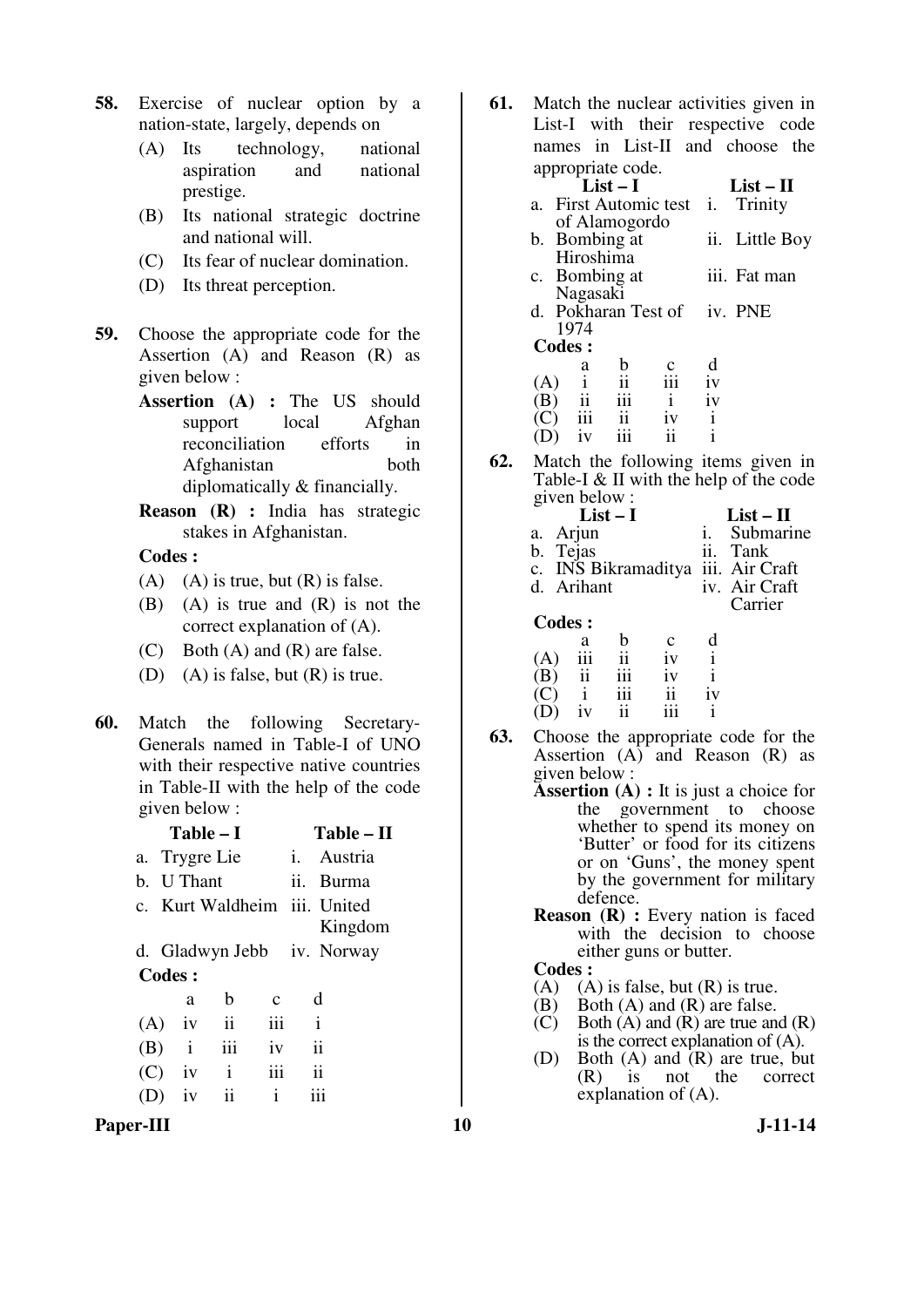**58.** Exercise of nuclear option by a nation-state, largely, depends on

(A) Its technology, national aspiration and national prestige.

(B) Its national strategic doctrine and national will.

(C) Its fear of nuclear domination.

(D) Its threat perception.

**59.** Choose the appropriate code for the Assertion (A) and Reason (R) as given below :

**Assertion (A) :** The US should support local Afghan reconciliation efforts in Afghanistan both diplomatically & financially.

**Reason (R) :** India has strategic stakes in Afghanistan.

**Codes :**

(A) (A) is true, but (R) is false.

(B) (A) is true and (R) is not the correct explanation of (A).

(C) Both (A) and (R) are false.

(D) (A) is false, but (R) is true.

**60.** Match the following Secretary-Generals named in Table-I of UNO with their respective native countries in Table-II with the help of the code given below :

| Table – I | Table – II |
|---|---|
| a. Trygre Lie | i. Austria |
| b. U Thant | ii. Burma |
| c. Kurt Waldheim | iii. United Kingdom |
| d. Gladwyn Jebb | iv. Norway |

**Codes :**

| | a | b | c | d |
|---|---|---|---|---|
| (A) | iv | ii | iii | i |
| (B) | i | iii | iv | ii |
| (C) | iv | i | iii | ii |
| (D) | iv | ii | i | iii |

**61.** Match the nuclear activities given in List-I with their respective code names in List-II and choose the appropriate code.

| List – I | List – II |
|---|---|
| a. First Automic test of Alamogordo | i. Trinity |
| b. Bombing at Hiroshima | ii. Little Boy |
| c. Bombing at Nagasaki | iii. Fat man |
| d. Pokharan Test of 1974 | iv. PNE |

**Codes :**

| | a | b | c | d |
|---|---|---|---|---|
| (A) | i | ii | iii | iv |
| (B) | ii | iii | i | iv |
| (C) | iii | ii | iv | i |
| (D) | iv | iii | ii | i |

**62.** Match the following items given in Table-I & II with the help of the code given below :

| List – I | List – II |
|---|---|
| a. Arjun | i. Submarine |
| b. Tejas | ii. Tank |
| c. INS Bikramaditya | iii. Air Craft |
| d. Arihant | iv. Air Craft Carrier |

**Codes :**

| | a | b | c | d |
|---|---|---|---|---|
| (A) | iii | ii | iv | i |
| (B) | ii | iii | iv | i |
| (C) | i | iii | ii | iv |
| (D) | iv | ii | iii | i |

**63.** Choose the appropriate code for the Assertion (A) and Reason (R) as given below :

**Assertion (A) :** It is just a choice for the government to choose whether to spend its money on 'Butter' or food for its citizens or on 'Guns', the money spent by the government for military defence.

**Reason (R) :** Every nation is faced with the decision to choose either guns or butter.

**Codes :**

(A) (A) is false, but (R) is true.

(B) Both (A) and (R) are false.

(C) Both (A) and (R) are true and (R) is the correct explanation of (A).

(D) Both (A) and (R) are true, but (R) is not the correct explanation of (A).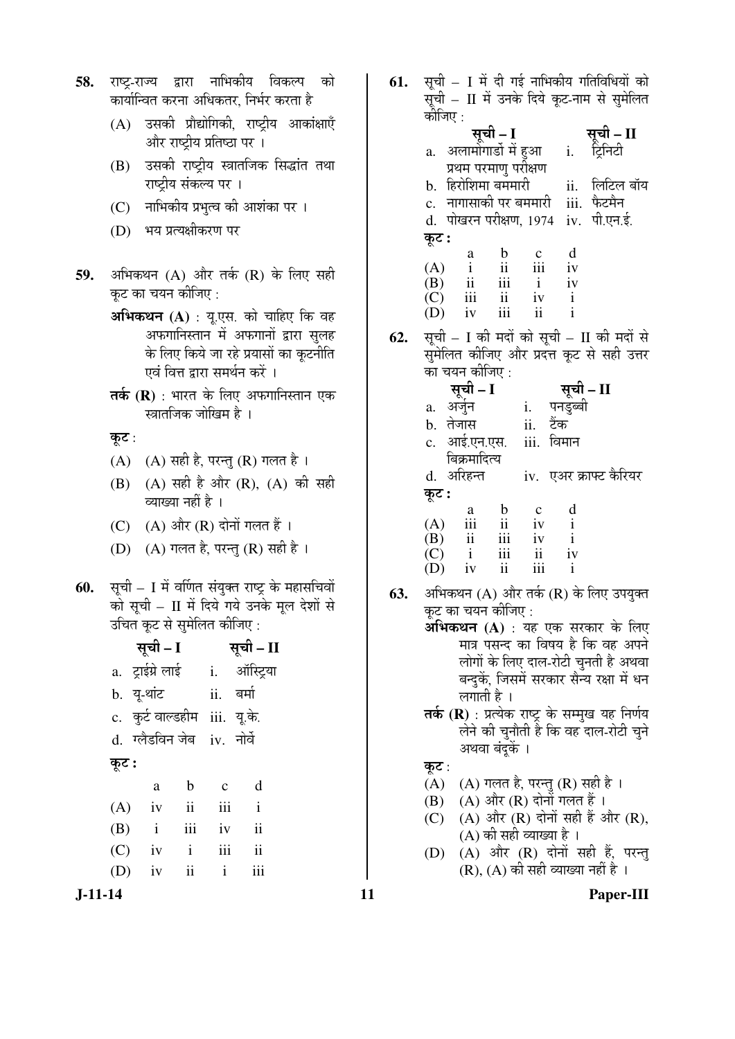58. राष्ट्र-राज्य द्वारा नाभिकीय विकल्प को कार्यान्वित करना अधिकतर, निर्भर करता है

(A) उसकी प्रौद्योगिकी, राष्ट्रीय आकांक्षाएँ और राष्ट्रीय प्रतिष्ठा पर ।

(B) उसकी राष्ट्रीय स्त्रातजिक सिद्धांत तथा राष्ट्रीय संकल्प पर ।

(C) नाभिकीय प्रभुत्व की आशंका पर ।

(D) भय प्रत्यक्षीकरण पर

59. अभिकथन (A) और तर्क (R) के लिए सही कूट का चयन कीजिए :

**अभिकथन (A)** : यू.एस. को चाहिए कि वह अफगानिस्तान में अफगानों द्वारा सुलह के लिए किये जा रहे प्रयासों का कूटनीति एवं वित्त द्वारा समर्थन करें ।

**तर्क (R)** : भारत के लिए अफगानिस्तान एक स्त्रातजिक जोखिम है ।

**कूट** :

(A) (A) सही है, परन्तु (R) गलत है ।

(B) (A) सही है और (R), (A) की सही व्याख्या नहीं है ।

(C) (A) और (R) दोनों गलत हैं ।

(D) (A) गलत है, परन्तु (R) सही है ।

60. सूची – I में वर्णित संयुक्त राष्ट्र के महासचिवों को सूची – II में दिये गये उनके मूल देशों से उचित कूट से सुमेलित कीजिए :

| सूची – I | सूची – II |
|---|---|
| a. ट्राईग्रे लाई | i. ऑस्ट्रिया |
| b. यू-थांट | ii. बर्मा |
| c. कुर्ट वाल्डहीम | iii. यू.के. |
| d. ग्लैडविन जेब | iv. नोर्वे |

**कूट :**

| | a | b | c | d |
|---|---|---|---|---|
| (A) | iv | ii | iii | i |
| (B) | i | iii | iv | ii |
| (C) | iv | i | iii | ii |
| (D) | iv | ii | i | iii |

61. सूची – I में दी गई नाभिकीय गतिविधियों को सूची – II में उनके दिये कूट-नाम से सुमेलित कीजिए :

| सूची – I | सूची – II |
|---|---|
| a. अलामोगार्डो में हुआ प्रथम परमाणु परीक्षण | i. ट्रिनिटी |
| b. हिरोशिमा बममारी | ii. लिटिल बॉय |
| c. नागासाकी पर बममारी | iii. फैटमैन |
| d. पोखरन परीक्षण, 1974 | iv. पी.एन.ई. |

**कूट :**

| | a | b | c | d |
|---|---|---|---|---|
| (A) | i | ii | iii | iv |
| (B) | ii | iii | i | iv |
| (C) | iii | ii | iv | i |
| (D) | iv | iii | ii | i |

62. सूची – I की मदों को सूची – II की मदों से सुमेलित कीजिए और प्रदत्त कूट से सही उत्तर का चयन कीजिए :

| सूची – I | सूची – II |
|---|---|
| a. अर्जुन | i. पनडुब्बी |
| b. तेजास | ii. टैंक |
| c. आई.एन.एस. बिक्रमादित्य | iii. विमान |
| d. अरिहन्त | iv. एअर क्राफ्ट कैरियर |

**कूट :**

| | a | b | c | d |
|---|---|---|---|---|
| (A) | iii | ii | iv | i |
| (B) | ii | iii | iv | i |
| (C) | i | iii | ii | iv |
| (D) | iv | ii | iii | i |

63. अभिकथन (A) और तर्क (R) के लिए उपयुक्त कूट का चयन कीजिए :

**अभिकथन (A)** : यह एक सरकार के लिए मात्र पसन्द का विषय है कि वह अपने लोगों के लिए दाल-रोटी चुनती है अथवा बन्दुकें, जिसमें सरकार सैन्य रक्षा में धन लगाती है ।

**तर्क (R)** : प्रत्येक राष्ट्र के सम्मुख यह निर्णय लेने की चुनौती है कि वह दाल-रोटी चुने अथवा बंदूकें ।

**कूट** :

(A) (A) गलत है, परन्तु (R) सही है ।

(B) (A) और (R) दोनों गलत हैं ।

(C) (A) और (R) दोनों सही हैं और (R), (A) की सही व्याख्या है ।

(D) (A) और (R) दोनों सही हैं, परन्तु (R), (A) की सही व्याख्या नहीं है ।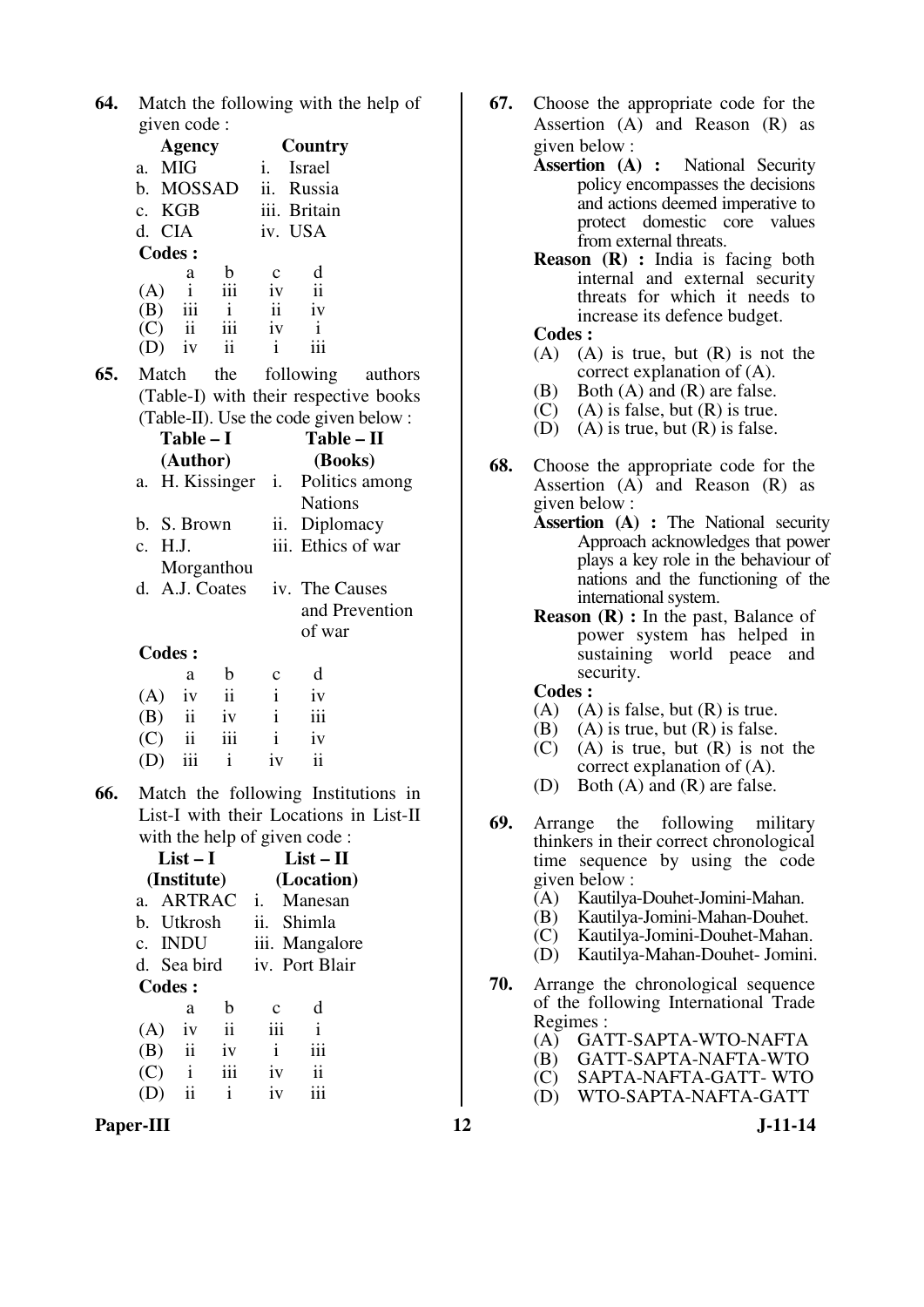**64.** Match the following with the help of given code :

| | Agency | | Country |
|---|---|---|---|
| a. | MIG | i. | Israel |
| b. | MOSSAD | ii. | Russia |
| c. | KGB | iii. | Britain |
| d. | CIA | iv. | USA |

**Codes :**

| | a | b | c | d |
|---|---|---|---|---|
| (A) | i | iii | iv | ii |
| (B) | iii | i | ii | iv |
| (C) | ii | iii | iv | i |
| (D) | iv | ii | i | iii |

**65.** Match the following authors (Table-I) with their respective books (Table-II). Use the code given below :

| | Table – I (Author) | | Table – II (Books) |
|---|---|---|---|
| a. | H. Kissinger | i. | Politics among Nations |
| b. | S. Brown | ii. | Diplomacy |
| c. | H.J. Morganthou | iii. | Ethics of war |
| d. | A.J. Coates | iv. | The Causes and Prevention of war |

**Codes :**

| | a | b | c | d |
|---|---|---|---|---|
| (A) | iv | ii | i | iv |
| (B) | ii | iv | i | iii |
| (C) | ii | iii | i | iv |
| (D) | iii | i | iv | ii |

**66.** Match the following Institutions in List-I with their Locations in List-II with the help of given code :

| | List – I (Institute) | | List – II (Location) |
|---|---|---|---|
| a. | ARTRAC | i. | Manesan |
| b. | Utkrosh | ii. | Shimla |
| c. | INDU | iii. | Mangalore |
| d. | Sea bird | iv. | Port Blair |

**Codes :**

| | a | b | c | d |
|---|---|---|---|---|
| (A) | iv | ii | iii | i |
| (B) | ii | iv | i | iii |
| (C) | i | iii | iv | ii |
| (D) | ii | i | iv | iii |

**67.** Choose the appropriate code for the Assertion (A) and Reason (R) as given below :

**Assertion (A) :** National Security policy encompasses the decisions and actions deemed imperative to protect domestic core values from external threats.

**Reason (R) :** India is facing both internal and external security threats for which it needs to increase its defence budget.

**Codes :**

(A) (A) is true, but (R) is not the correct explanation of (A).
(B) Both (A) and (R) are false.
(C) (A) is false, but (R) is true.
(D) (A) is true, but (R) is false.

**68.** Choose the appropriate code for the Assertion (A) and Reason (R) as given below :

**Assertion (A) :** The National security Approach acknowledges that power plays a key role in the behaviour of nations and the functioning of the international system.

**Reason (R) :** In the past, Balance of power system has helped in sustaining world peace and security.

**Codes :**

(A) (A) is false, but (R) is true.
(B) (A) is true, but (R) is false.
(C) (A) is true, but (R) is not the correct explanation of (A).
(D) Both (A) and (R) are false.

**69.** Arrange the following military thinkers in their correct chronological time sequence by using the code given below :

(A) Kautilya-Douhet-Jomini-Mahan.
(B) Kautilya-Jomini-Mahan-Douhet.
(C) Kautilya-Jomini-Douhet-Mahan.
(D) Kautilya-Mahan-Douhet- Jomini.

**70.** Arrange the chronological sequence of the following International Trade Regimes :

(A) GATT-SAPTA-WTO-NAFTA
(B) GATT-SAPTA-NAFTA-WTO
(C) SAPTA-NAFTA-GATT- WTO
(D) WTO-SAPTA-NAFTA-GATT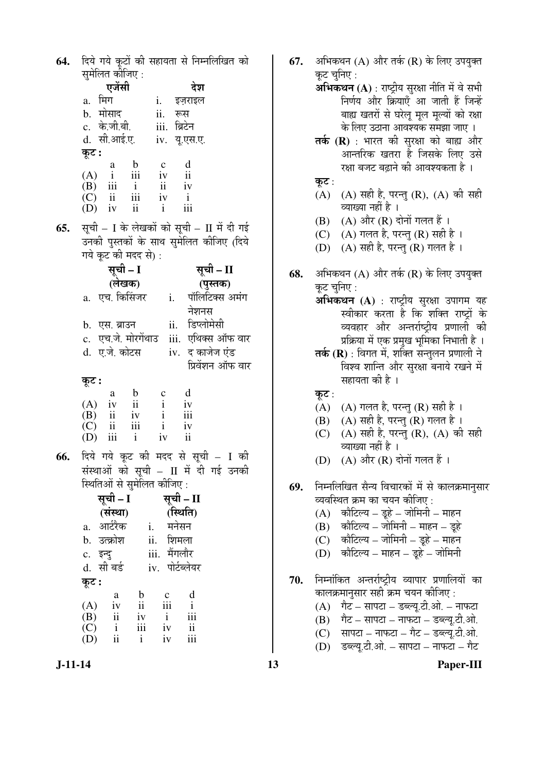64. दिये गये कूटों की सहायता से निम्नलिखित को सुमेलित कीजिए :

| | एजेंसी | | देश |
|---|---|---|---|
| a. | मिग | i. | इज़राइल |
| b. | मोसाद | ii. | रूस |
| c. | के.जी.बी. | iii. | ब्रिटेन |
| d. | सी.आई.ए. | iv. | यू.एस.ए. |

**कूट :**

| | a | b | c | d |
|---|---|---|---|---|
| (A) | i | iii | iv | ii |
| (B) | iii | i | ii | iv |
| (C) | ii | iii | iv | i |
| (D) | iv | ii | i | iii |

65. सूची – I के लेखकों को सूची – II में दी गई उनकी पुस्तकों के साथ सुमेलित कीजिए (दिये गये कूट की मदद से) :

| | सूची – I (लेखक) | | सूची – II (पुस्तक) |
|---|---|---|---|
| a. | एच. किसिंजर | i. | पॉलिटिक्स अमंग नेशनस |
| b. | एस. ब्राउन | ii. | डिप्लोमेसी |
| c. | एच.जे. मोरगेंथाउ | iii. | एथिक्स ऑफ वार |
| d. | ए.जे. कोटस | iv. | द काजेज एंड प्रिवेंशन ऑफ वार |

**कूट :**

| | a | b | c | d |
|---|---|---|---|---|
| (A) | iv | ii | i | iv |
| (B) | ii | iv | i | iii |
| (C) | ii | iii | i | iv |
| (D) | iii | i | iv | ii |

66. दिये गये कूट की मदद से सूची – I की संस्थाओं को सूची – II में दी गई उनकी स्थितिओं से सुमेलित कीजिए :

| | सूची – I (संस्था) | | सूची – II (स्थिति) |
|---|---|---|---|
| a. | आर्टरैक | i. | मनेसन |
| b. | उत्क्रोश | ii. | शिमला |
| c. | इन्दु | iii. | मैंगलौर |
| d. | सी बर्ड | iv. | पोर्टब्लेयर |

**कूट :**

| | a | b | c | d |
|---|---|---|---|---|
| (A) | iv | ii | iii | i |
| (B) | ii | iv | i | iii |
| (C) | i | iii | iv | ii |
| (D) | ii | i | iv | iii |

67. अभिकथन (A) और तर्क (R) के लिए उपयुक्त कूट चुनिए :

**अभिकथन (A)** : राष्ट्रीय सुरक्षा नीति में वे सभी निर्णय और क्रियाएँ आ जाती हैं जिन्हें बाह्य खतरों से घरेलू मूल मूल्यों को रक्षा के लिए उठाना आवश्यक समझा जाए ।

**तर्क (R)** : भारत की सुरक्षा को बाह्य और आन्तरिक खतरा है जिसके लिए उसे रक्षा बजट बढ़ाने की आवश्यकता है ।

**कूट** :
(A) (A) सही है, परन्तु (R), (A) की सही व्याख्या नहीं है ।
(B) (A) और (R) दोनों गलत हैं ।
(C) (A) गलत है, परन्तु (R) सही है ।
(D) (A) सही है, परन्तु (R) गलत है ।

68. अभिकथन (A) और तर्क (R) के लिए उपयुक्त कूट चुनिए :

**अभिकथन (A)** : राष्ट्रीय सुरक्षा उपागम यह स्वीकार करता है कि शक्ति राष्ट्रों के व्यवहार और अन्तर्राष्ट्रीय प्रणाली की प्रक्रिया में एक प्रमुख भूमिका निभाती है ।

**तर्क (R)** : विगत में, शक्ति सन्तुलन प्रणाली ने विश्व शान्ति और सुरक्षा बनाये रखने में सहायता की है ।

**कूट** :
(A) (A) गलत है, परन्तु (R) सही है ।
(B) (A) सही है, परन्तु (R) गलत है ।
(C) (A) सही है, परन्तु (R), (A) की सही व्याख्या नहीं है ।
(D) (A) और (R) दोनों गलत हैं ।

69. निम्नलिखित सैन्य विचारकों में से कालक्रमानुसार व्यवस्थित क्रम का चयन कीजिए :
(A) कौटिल्य – डूहे – जोमिनी – माहन
(B) कौटिल्य – जोमिनी – माहन – डूहे
(C) कौटिल्य – जोमिनी – डूहे – माहन
(D) कौटिल्य – माहन – डूहे – जोमिनी

70. निम्नांकित अन्तर्राष्ट्रीय व्यापार प्रणालियों का कालक्रमानुसार सही क्रम चयन कीजिए :
(A) गैट – सापटा – डब्ल्यू.टी.ओ. – नाफटा
(B) गैट – सापटा – नाफटा – डब्ल्यू.टी.ओ.
(C) सापटा – नाफटा – गैट – डब्ल्यू.टी.ओ.
(D) डब्ल्यू.टी.ओ. – सापटा – नाफटा – गैट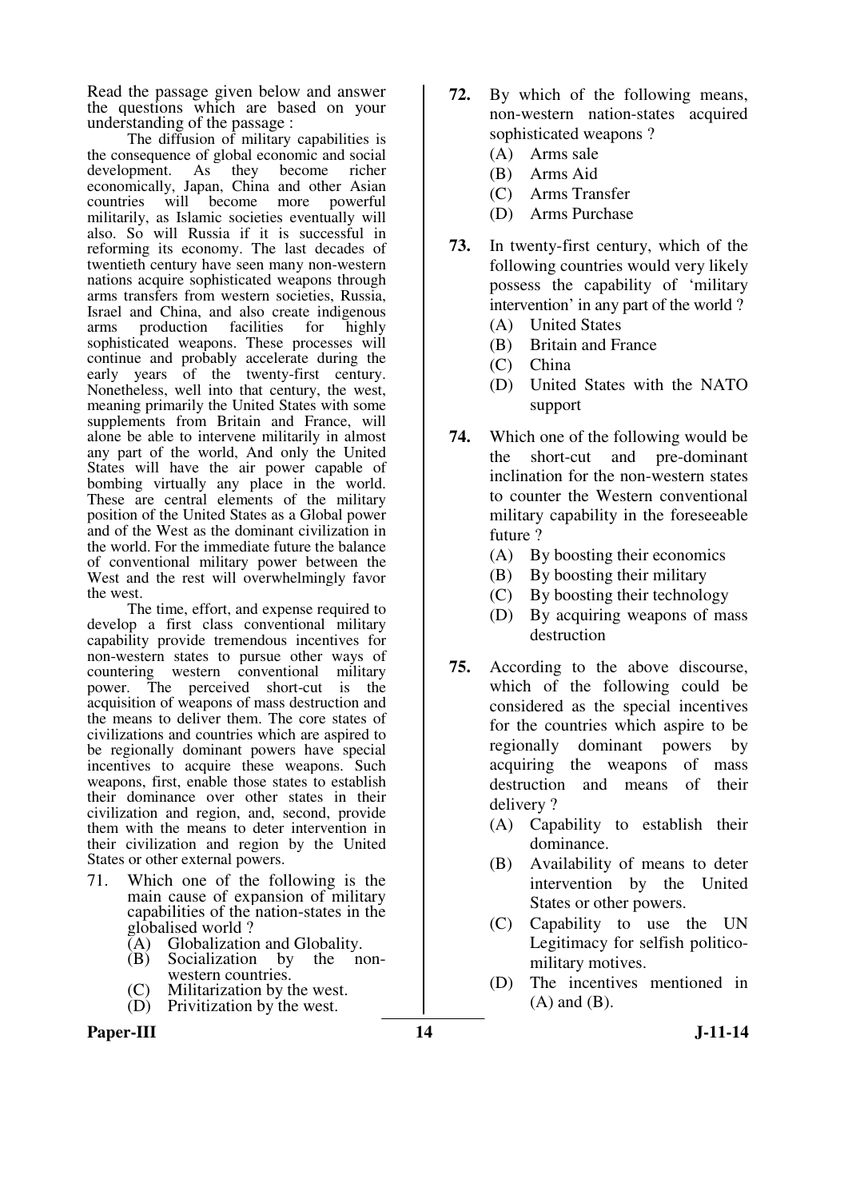Read the passage given below and answer the questions which are based on your understanding of the passage :

The diffusion of military capabilities is the consequence of global economic and social development. As they become richer economically, Japan, China and other Asian countries will become more powerful militarily, as Islamic societies eventually will also. So will Russia if it is successful in reforming its economy. The last decades of twentieth century have seen many non-western nations acquire sophisticated weapons through arms transfers from western societies, Russia, Israel and China, and also create indigenous arms production facilities for highly sophisticated weapons. These processes will continue and probably accelerate during the early years of the twenty-first century. Nonetheless, well into that century, the west, meaning primarily the United States with some supplements from Britain and France, will alone be able to intervene militarily in almost any part of the world, And only the United States will have the air power capable of bombing virtually any place in the world. These are central elements of the military position of the United States as a Global power and of the West as the dominant civilization in the world. For the immediate future the balance of conventional military power between the West and the rest will overwhelmingly favor the west.

The time, effort, and expense required to develop a first class conventional military capability provide tremendous incentives for non-western states to pursue other ways of countering western conventional military power. The perceived short-cut is the acquisition of weapons of mass destruction and the means to deliver them. The core states of civilizations and countries which are aspired to be regionally dominant powers have special incentives to acquire these weapons. Such weapons, first, enable those states to establish their dominance over other states in their civilization and region, and, second, provide them with the means to deter intervention in their civilization and region by the United States or other external powers.

71. Which one of the following is the main cause of expansion of military capabilities of the nation-states in the globalised world ?
    (A) Globalization and Globality.
    (B) Socialization by the non-western countries.
    (C) Militarization by the west.
    (D) Privitization by the west.

**72.** By which of the following means, non-western nation-states acquired sophisticated weapons ?
    (A) Arms sale
    (B) Arms Aid
    (C) Arms Transfer
    (D) Arms Purchase

**73.** In twenty-first century, which of the following countries would very likely possess the capability of 'military intervention' in any part of the world ?
    (A) United States
    (B) Britain and France
    (C) China
    (D) United States with the NATO support

**74.** Which one of the following would be the short-cut and pre-dominant inclination for the non-western states to counter the Western conventional military capability in the foreseeable future ?
    (A) By boosting their economics
    (B) By boosting their military
    (C) By boosting their technology
    (D) By acquiring weapons of mass destruction

**75.** According to the above discourse, which of the following could be considered as the special incentives for the countries which aspire to be regionally dominant powers by acquiring the weapons of mass destruction and means of their delivery ?
    (A) Capability to establish their dominance.
    (B) Availability of means to deter intervention by the United States or other powers.
    (C) Capability to use the UN Legitimacy for selfish politico-military motives.
    (D) The incentives mentioned in (A) and (B).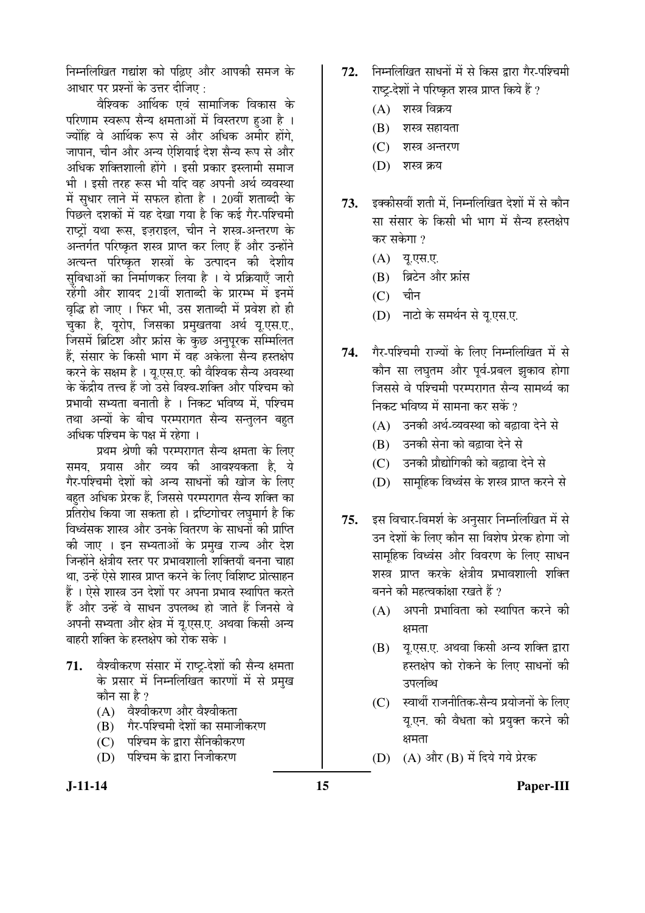निम्नलिखित गद्यांश को पढ़िए और आपकी समज के आधार पर प्रश्नों के उत्तर दीजिए :

वैश्विक आर्थिक एवं सामाजिक विकास के परिणाम स्वरूप सैन्य क्षमताओं में विस्तरण हुआ है । ज्योंहि वे आर्थिक रूप से और अधिक अमीर होंगे, जापान, चीन और अन्य ऐशियाई देश सैन्य रूप से और अधिक शक्तिशाली होंगे । इसी प्रकार इस्लामी समाज भी । इसी तरह रूस भी यदि वह अपनी अर्थ व्यवस्था में सुधार लाने में सफल होता है । 20वीं शताब्दी के पिछले दशकों में यह देखा गया है कि कई गैर-पश्चिमी राष्ट्रों यथा रूस, इज़राइल, चीन ने शस्त्र-अन्तरण के अन्तर्गत परिष्कृत शस्त्र प्राप्त कर लिए हैं और उन्होंने अत्यन्त परिष्कृत शस्त्रों के उत्पादन की देशीय सुविधाओं का निर्माणकर लिया है । ये प्रक्रियाएँ जारी रहेंगी और शायद 21वीं शताब्दी के प्रारम्भ में इनमें वृद्धि हो जाए । फिर भी, उस शताब्दी में प्रवेश हो ही चुका है, यूरोप, जिसका प्रमुखतया अर्थ यू.एस.ए., जिसमें ब्रिटिश और फ्रांस के कुछ अनुपूरक सम्मिलित हैं, संसार के किसी भाग में वह अकेला सैन्य हस्तक्षेप करने के सक्षम है । यू.एस.ए. की वैश्विक सैन्य अवस्था के केंद्रीय तत्त्व हैं जो उसे विश्व-शक्ति और पश्चिम को प्रभावी सभ्यता बनाती है । निकट भविष्य में, पश्चिम तथा अन्यों के बीच परम्परागत सैन्य सन्तुलन बहुत अधिक पश्चिम के पक्ष में रहेगा ।

प्रथम श्रेणी की परम्परागत सैन्य क्षमता के लिए समय, प्रयास और व्यय की आवश्यकता है, ये गैर-पश्चिमी देशों को अन्य साधनों की खोज के लिए बहुत अधिक प्रेरक हैं, जिससे परम्परागत सैन्य शक्ति का प्रतिरोध किया जा सकता हो । द्रष्टिगोचर लघुमार्ग है कि विध्वंसक शास्त्र और उनके वितरण के साधनों की प्राप्ति की जाए । इन सभ्यताओं के प्रमुख राज्य और देश जिन्होंने क्षेत्रीय स्तर पर प्रभावशाली शक्तियाँ बनना चाहा था, उन्हें ऐसे शास्त्र प्राप्त करने के लिए विशिष्ट प्रोत्साहन हैं । ऐसे शास्त्र उन देशों पर अपना प्रभाव स्थापित करते हैं और उन्हें वे साधन उपलब्ध हो जाते हैं जिनसे वे अपनी सभ्यता और क्षेत्र में यू.एस.ए. अथवा किसी अन्य बाहरी शक्ति के हस्तक्षेप को रोक सके ।

**71.** वैश्वीकरण संसार में राष्ट्र-देशों की सैन्य क्षमता के प्रसार में निम्नलिखित कारणों में से प्रमुख कौन सा है ?

(A) वैश्वीकरण और वैश्वीकता

(B) गैर-पश्चिमी देशों का समाजीकरण

(C) पश्चिम के द्वारा सैनिकीकरण

(D) पश्चिम के द्वारा निजीकरण

**72.** निम्नलिखित साधनों में से किस द्वारा गैर-पश्चिमी राष्ट्र-देशों ने परिष्कृत शस्त्र प्राप्त किये हैं ?

(A) शस्त्र विक्रय

(B) शस्त्र सहायता

(C) शस्त्र अन्तरण

(D) शस्त्र क्रय

**73.** इक्कीसवीं शती में, निम्नलिखित देशों में से कौन सा संसार के किसी भी भाग में सैन्य हस्तक्षेप कर सकेगा ?

(A) यू.एस.ए.

(B) ब्रिटेन और फ्रांस

(C) चीन

(D) नाटो के समर्थन से यू.एस.ए.

**74.** गैर-पश्चिमी राज्यों के लिए निम्नलिखित में से कौन सा लघुतम और पूर्व-प्रबल झुकाव होगा जिससे वे पश्चिमी परम्परागत सैन्य सामर्थ्य का निकट भविष्य में सामना कर सकें ?

(A) उनकी अर्थ-व्यवस्था को बढ़ावा देने से

(B) उनकी सेना को बढ़ावा देने से

(C) उनकी प्रौद्योगिकी को बढ़ावा देने से

(D) सामूहिक विध्वंस के शस्त्र प्राप्त करने से

**75.** इस विचार-विमर्श के अनुसार निम्नलिखित में से उन देशों के लिए कौन सा विशेष प्रेरक होगा जो सामूहिक विध्वंस और विवरण के लिए साधन शस्त्र प्राप्त करके क्षेत्रीय प्रभावशाली शक्ति बनने की महत्वकांक्षा रखते हैं ?

(A) अपनी प्रभाविता को स्थापित करने की क्षमता

(B) यू.एस.ए. अथवा किसी अन्य शक्ति द्वारा हस्तक्षेप को रोकने के लिए साधनों की उपलब्धि

(C) स्वार्थी राजनीतिक-सैन्य प्रयोजनों के लिए यू.एन. की वैधता को प्रयुक्त करने की क्षमता

(D) (A) और (B) में दिये गये प्रेरक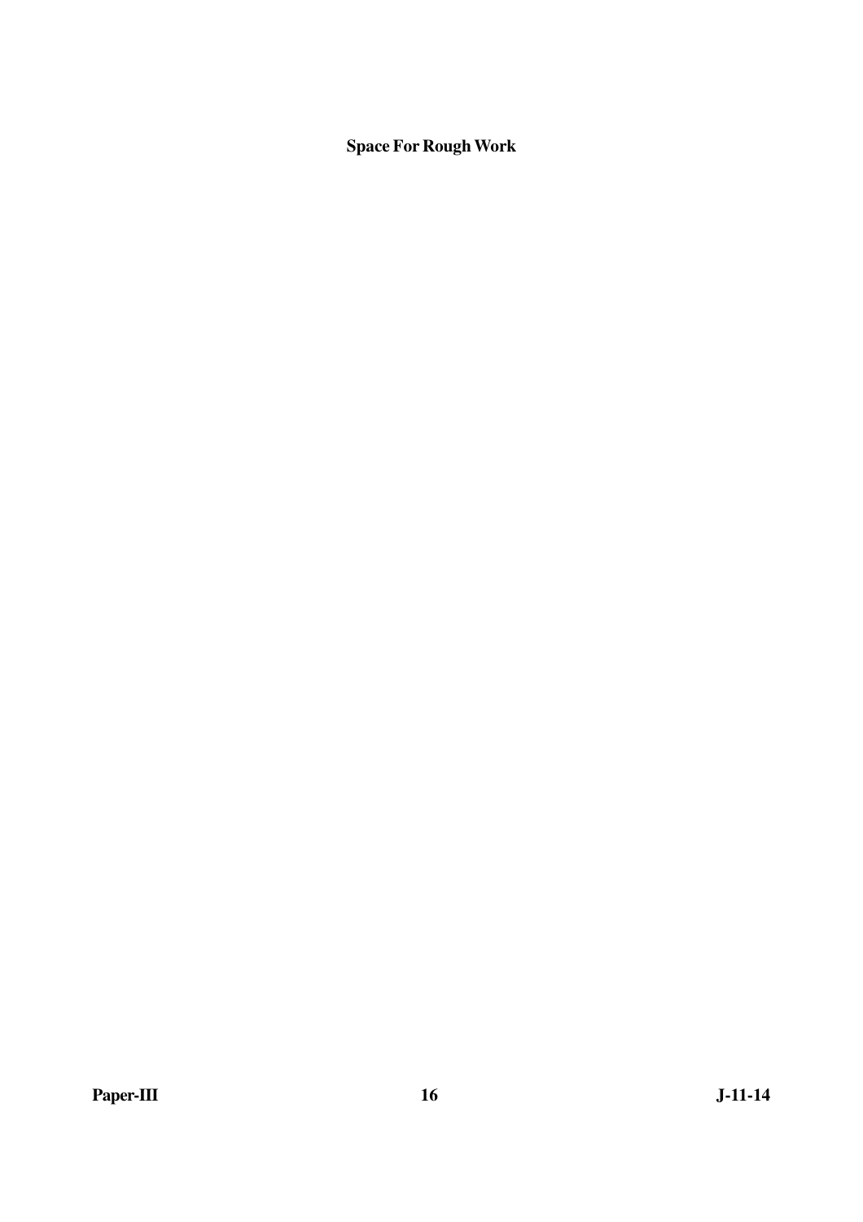**Space For Rough Work**